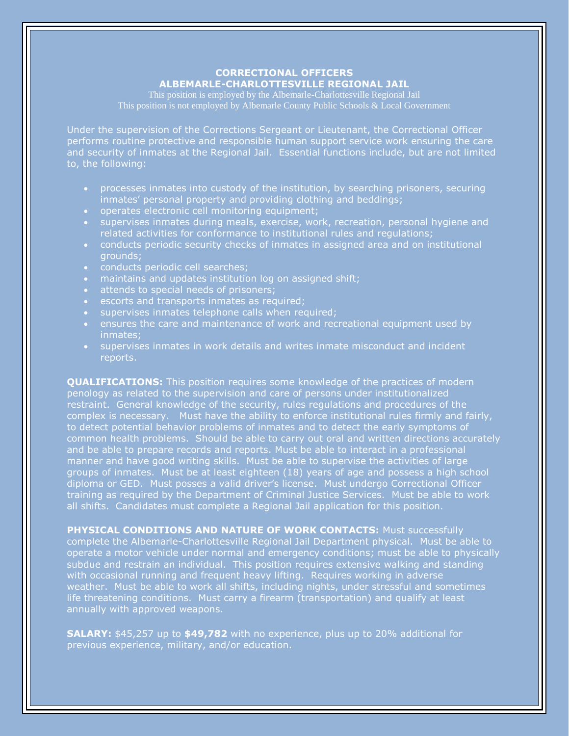## CORRECTIONAL OFFICERS
## ALBEMARLE-CHARLOTTESVILLE REGIONAL JAIL

This position is employed by the Albemarle-Charlottesville Regional Jail
This position is not employed by Albemarle County Public Schools & Local Government

Under the supervision of the Corrections Sergeant or Lieutenant, the Correctional Officer performs routine protective and responsible human support service work ensuring the care and security of inmates at the Regional Jail. Essential functions include, but are not limited to, the following:

- processes inmates into custody of the institution, by searching prisoners, securing inmates' personal property and providing clothing and beddings;
- operates electronic cell monitoring equipment;
- supervises inmates during meals, exercise, work, recreation, personal hygiene and related activities for conformance to institutional rules and regulations;
- conducts periodic security checks of inmates in assigned area and on institutional grounds;
- conducts periodic cell searches;
- maintains and updates institution log on assigned shift;
- attends to special needs of prisoners;
- escorts and transports inmates as required;
- supervises inmates telephone calls when required;
- ensures the care and maintenance of work and recreational equipment used by inmates;
- supervises inmates in work details and writes inmate misconduct and incident reports.

**QUALIFICATIONS:** This position requires some knowledge of the practices of modern penology as related to the supervision and care of persons under institutionalized restraint. General knowledge of the security, rules regulations and procedures of the complex is necessary. Must have the ability to enforce institutional rules firmly and fairly, to detect potential behavior problems of inmates and to detect the early symptoms of common health problems. Should be able to carry out oral and written directions accurately and be able to prepare records and reports. Must be able to interact in a professional manner and have good writing skills. Must be able to supervise the activities of large groups of inmates. Must be at least eighteen (18) years of age and possess a high school diploma or GED. Must posses a valid driver's license. Must undergo Correctional Officer training as required by the Department of Criminal Justice Services. Must be able to work all shifts. Candidates must complete a Regional Jail application for this position.

**PHYSICAL CONDITIONS AND NATURE OF WORK CONTACTS:** Must successfully complete the Albemarle-Charlottesville Regional Jail Department physical. Must be able to operate a motor vehicle under normal and emergency conditions; must be able to physically subdue and restrain an individual. This position requires extensive walking and standing with occasional running and frequent heavy lifting. Requires working in adverse weather. Must be able to work all shifts, including nights, under stressful and sometimes life threatening conditions. Must carry a firearm (transportation) and qualify at least annually with approved weapons.

**SALARY:** $45,257 up to **$49,782** with no experience, plus up to 20% additional for previous experience, military, and/or education.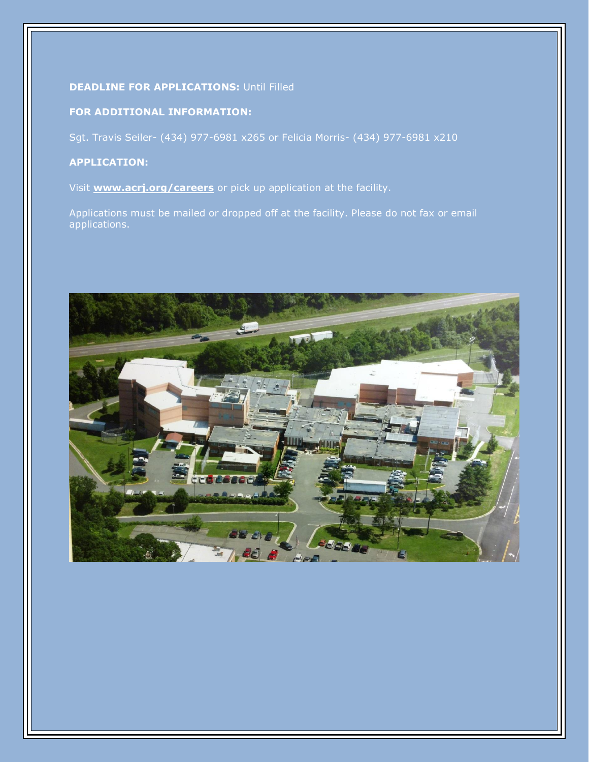**DEADLINE FOR APPLICATIONS:** Until Filled

**FOR ADDITIONAL INFORMATION:**

Sgt. Travis Seiler- (434) 977-6981 x265 or Felicia Morris- (434) 977-6981 x210

**APPLICATION:**

Visit **www.acrj.org/careers** or pick up application at the facility.

Applications must be mailed or dropped off at the facility. Please do not fax or email applications.